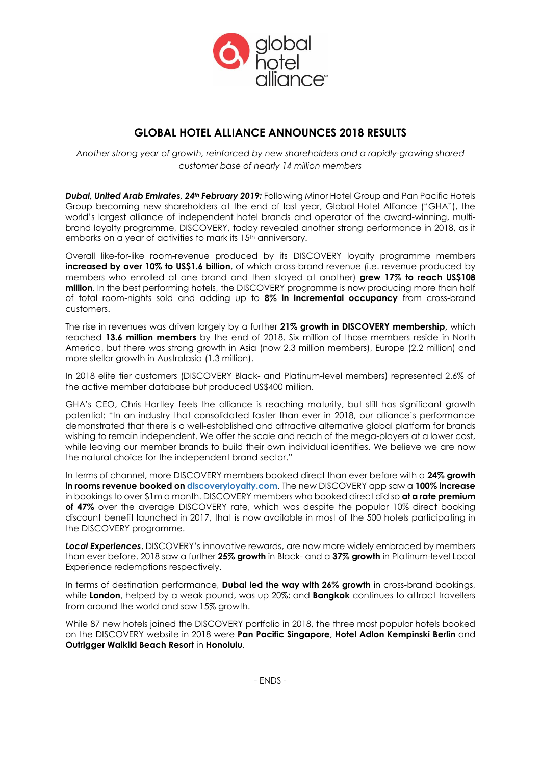# GLOBAL HOTEL ALLIANCE ANNOUNCES 2018 RESULTS

*Another strong year of growth, reinforced by new shareholders and a rapidly-growing shared customer base of nearly 14 million members*

***Dubai, United Arab Emirates, 24th February 2019:*** Following Minor Hotel Group and Pan Pacific Hotels Group becoming new shareholders at the end of last year, Global Hotel Alliance ("GHA"), the world's largest alliance of independent hotel brands and operator of the award-winning, multi-brand loyalty programme, DISCOVERY, today revealed another strong performance in 2018, as it embarks on a year of activities to mark its 15th anniversary.

Overall like-for-like room-revenue produced by its DISCOVERY loyalty programme members **increased by over 10% to US$1.6 billion**, of which cross-brand revenue (i.e. revenue produced by members who enrolled at one brand and then stayed at another) **grew 17% to reach US$108 million**. In the best performing hotels, the DISCOVERY programme is now producing more than half of total room-nights sold and adding up to **8% in incremental occupancy** from cross-brand customers.

The rise in revenues was driven largely by a further **21% growth in DISCOVERY membership,** which reached **13.6 million members** by the end of 2018. Six million of those members reside in North America, but there was strong growth in Asia (now 2.3 million members), Europe (2.2 million) and more stellar growth in Australasia (1.3 million).

In 2018 elite tier customers (DISCOVERY Black- and Platinum-level members) represented 2.6% of the active member database but produced US$400 million.

GHA's CEO, Chris Hartley feels the alliance is reaching maturity, but still has significant growth potential: "In an industry that consolidated faster than ever in 2018, our alliance's performance demonstrated that there is a well-established and attractive alternative global platform for brands wishing to remain independent. We offer the scale and reach of the mega-players at a lower cost, while leaving our member brands to build their own individual identities. We believe we are now the natural choice for the independent brand sector."

In terms of channel, more DISCOVERY members booked direct than ever before with a **24% growth in rooms revenue booked on discoveryloyalty.com**. The new DISCOVERY app saw a **100% increase** in bookings to over $1m a month. DISCOVERY members who booked direct did so **at a rate premium of 47%** over the average DISCOVERY rate, which was despite the popular 10% direct booking discount benefit launched in 2017, that is now available in most of the 500 hotels participating in the DISCOVERY programme.

***Local Experiences***, DISCOVERY's innovative rewards, are now more widely embraced by members than ever before. 2018 saw a further **25% growth** in Black- and a **37% growth** in Platinum-level Local Experience redemptions respectively.

In terms of destination performance, **Dubai led the way with 26% growth** in cross-brand bookings, while **London**, helped by a weak pound, was up 20%; and **Bangkok** continues to attract travellers from around the world and saw 15% growth.

While 87 new hotels joined the DISCOVERY portfolio in 2018, the three most popular hotels booked on the DISCOVERY website in 2018 were **Pan Pacific Singapore**, **Hotel Adlon Kempinski Berlin** and **Outrigger Waikiki Beach Resort** in **Honolulu**.

\- ENDS -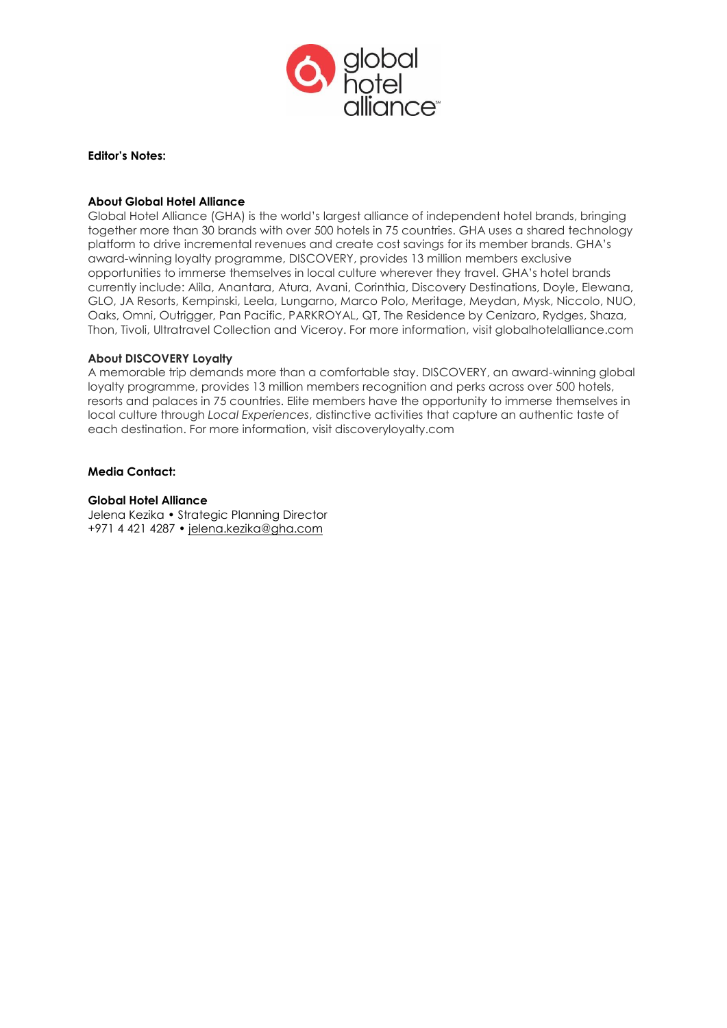**Editor's Notes:**

**About Global Hotel Alliance**

Global Hotel Alliance (GHA) is the world's largest alliance of independent hotel brands, bringing together more than 30 brands with over 500 hotels in 75 countries. GHA uses a shared technology platform to drive incremental revenues and create cost savings for its member brands. GHA's award-winning loyalty programme, DISCOVERY, provides 13 million members exclusive opportunities to immerse themselves in local culture wherever they travel. GHA's hotel brands currently include: Alila, Anantara, Atura, Avani, Corinthia, Discovery Destinations, Doyle, Elewana, GLO, JA Resorts, Kempinski, Leela, Lungarno, Marco Polo, Meritage, Meydan, Mysk, Niccolo, NUO, Oaks, Omni, Outrigger, Pan Pacific, PARKROYAL, QT, The Residence by Cenizaro, Rydges, Shaza, Thon, Tivoli, Ultratravel Collection and Viceroy. For more information, visit globalhotelalliance.com

**About DISCOVERY Loyalty**

A memorable trip demands more than a comfortable stay. DISCOVERY, an award-winning global loyalty programme, provides 13 million members recognition and perks across over 500 hotels, resorts and palaces in 75 countries. Elite members have the opportunity to immerse themselves in local culture through *Local Experiences*, distinctive activities that capture an authentic taste of each destination. For more information, visit discoveryloyalty.com

**Media Contact:**

**Global Hotel Alliance**

Jelena Kezika • Strategic Planning Director

+971 4 421 4287 • jelena.kezika@gha.com